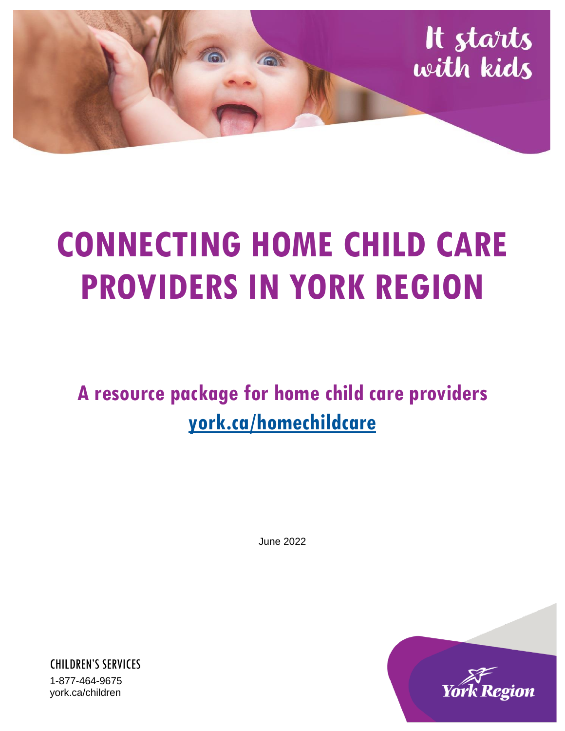It starts with kids

# CONNECTING HOME CHILD CARE PROVIDERS IN YORK REGION

## A resource package for home child care providers

## [york.ca/homechildcare](https://york.ca/homechildcare)

June 2022

CHILDREN'S SERVICES
1-877-464-9675
york.ca/children

York Region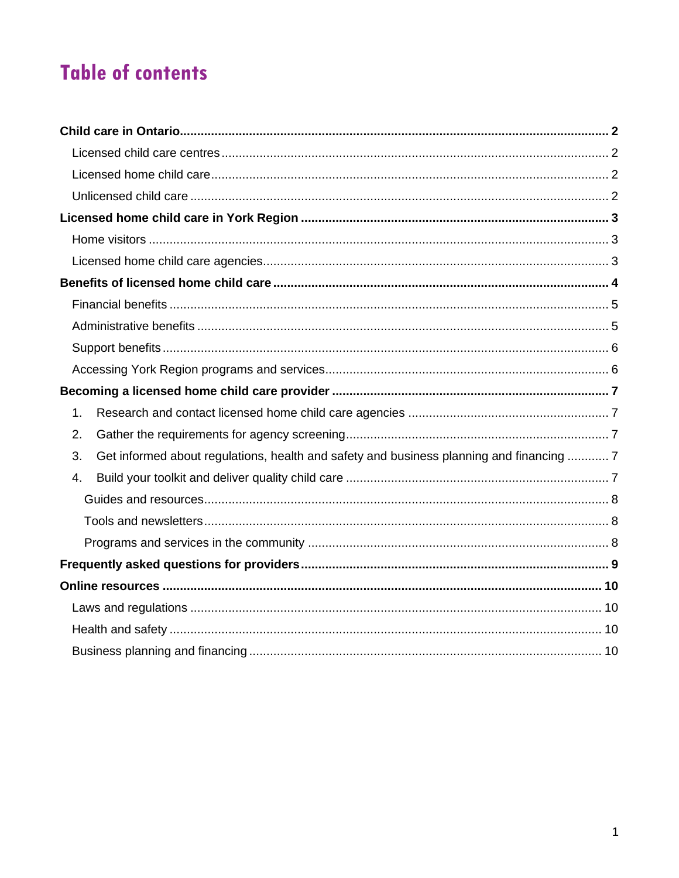# Table of contents

**Child care in Ontario** .......... **2**

- Licensed child care centres .......... 2
- Licensed home child care .......... 2
- Unlicensed child care .......... 2

**Licensed home child care in York Region** .......... **3**

- Home visitors .......... 3
- Licensed home child care agencies .......... 3

**Benefits of licensed home child care** .......... **4**

- Financial benefits .......... 5
- Administrative benefits .......... 5
- Support benefits .......... 6
- Accessing York Region programs and services .......... 6

**Becoming a licensed home child care provider** .......... **7**

1. Research and contact licensed home child care agencies .......... 7
2. Gather the requirements for agency screening .......... 7
3. Get informed about regulations, health and safety and business planning and financing .......... 7
4. Build your toolkit and deliver quality child care .......... 7
   - Guides and resources .......... 8
   - Tools and newsletters .......... 8
   - Programs and services in the community .......... 8

**Frequently asked questions for providers** .......... **9**

**Online resources** .......... **10**

- Laws and regulations .......... 10
- Health and safety .......... 10
- Business planning and financing .......... 10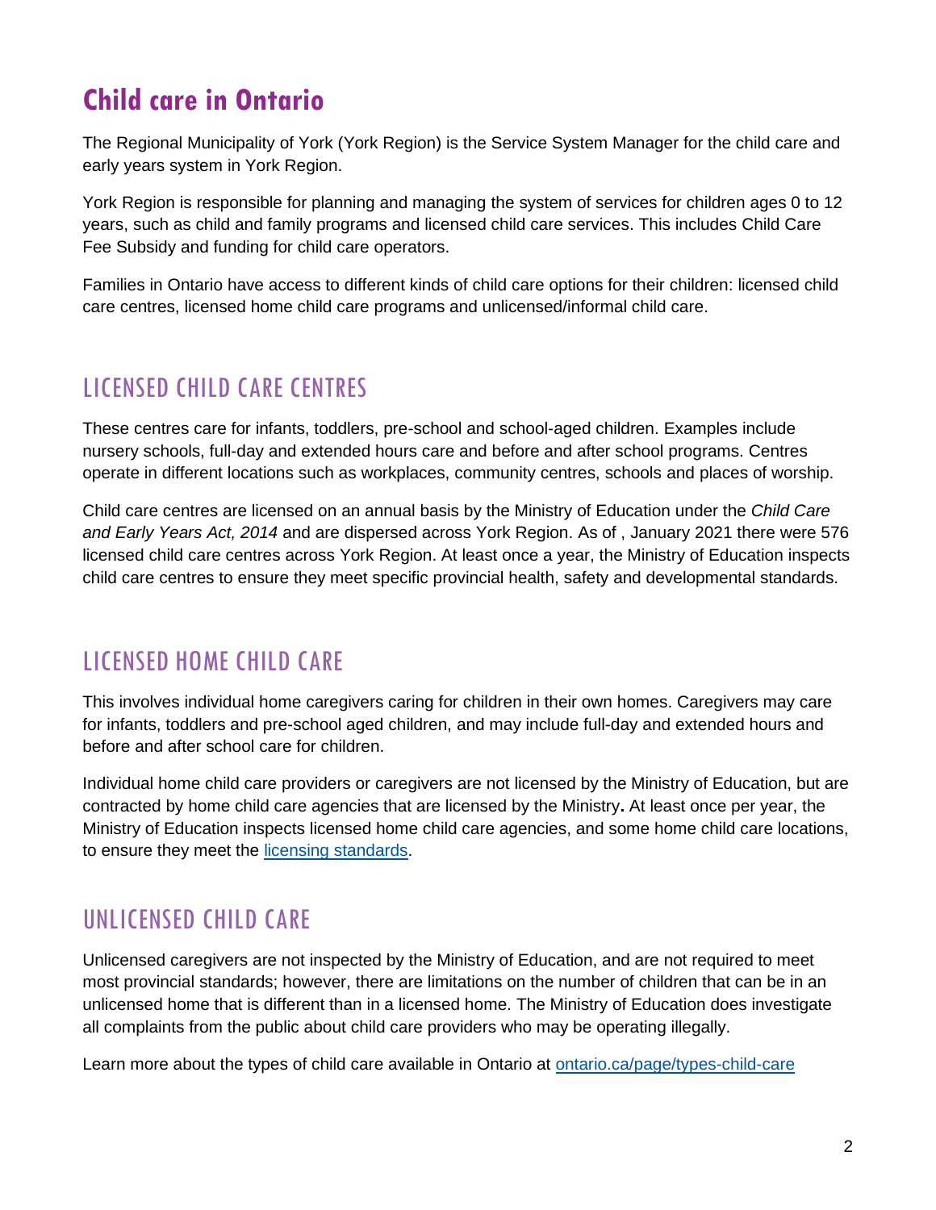# Child care in Ontario

The Regional Municipality of York (York Region) is the Service System Manager for the child care and early years system in York Region.

York Region is responsible for planning and managing the system of services for children ages 0 to 12 years, such as child and family programs and licensed child care services. This includes Child Care Fee Subsidy and funding for child care operators.

Families in Ontario have access to different kinds of child care options for their children: licensed child care centres, licensed home child care programs and unlicensed/informal child care.

## LICENSED CHILD CARE CENTRES

These centres care for infants, toddlers, pre-school and school-aged children. Examples include nursery schools, full-day and extended hours care and before and after school programs. Centres operate in different locations such as workplaces, community centres, schools and places of worship.

Child care centres are licensed on an annual basis by the Ministry of Education under the *Child Care and Early Years Act, 2014* and are dispersed across York Region. As of , January 2021 there were 576 licensed child care centres across York Region. At least once a year, the Ministry of Education inspects child care centres to ensure they meet specific provincial health, safety and developmental standards.

## LICENSED HOME CHILD CARE

This involves individual home caregivers caring for children in their own homes. Caregivers may care for infants, toddlers and pre-school aged children, and may include full-day and extended hours and before and after school care for children.

Individual home child care providers or caregivers are not licensed by the Ministry of Education, but are contracted by home child care agencies that are licensed by the Ministry**.** At least once per year, the Ministry of Education inspects licensed home child care agencies, and some home child care locations, to ensure they meet the licensing standards.

## UNLICENSED CHILD CARE

Unlicensed caregivers are not inspected by the Ministry of Education, and are not required to meet most provincial standards; however, there are limitations on the number of children that can be in an unlicensed home that is different than in a licensed home. The Ministry of Education does investigate all complaints from the public about child care providers who may be operating illegally.

Learn more about the types of child care available in Ontario at ontario.ca/page/types-child-care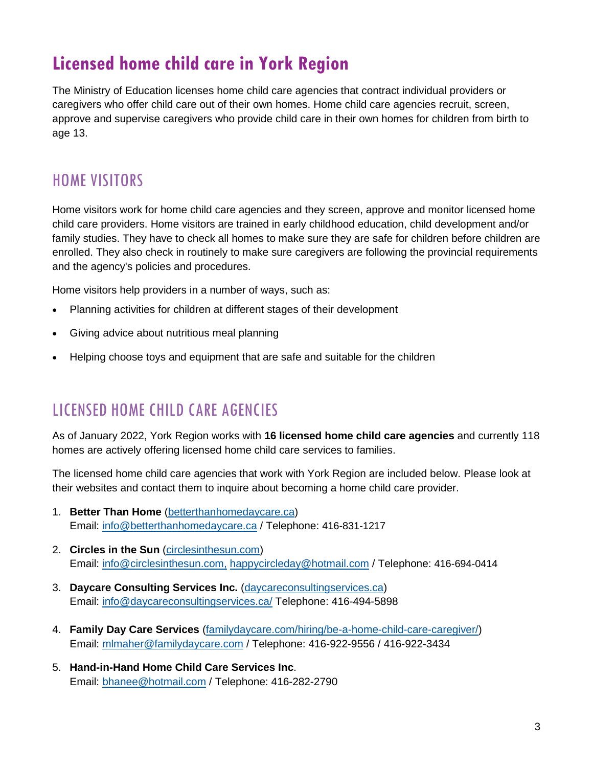# Licensed home child care in York Region

The Ministry of Education licenses home child care agencies that contract individual providers or caregivers who offer child care out of their own homes. Home child care agencies recruit, screen, approve and supervise caregivers who provide child care in their own homes for children from birth to age 13.

## HOME VISITORS

Home visitors work for home child care agencies and they screen, approve and monitor licensed home child care providers. Home visitors are trained in early childhood education, child development and/or family studies. They have to check all homes to make sure they are safe for children before children are enrolled. They also check in routinely to make sure caregivers are following the provincial requirements and the agency's policies and procedures.

Home visitors help providers in a number of ways, such as:

- Planning activities for children at different stages of their development
- Giving advice about nutritious meal planning
- Helping choose toys and equipment that are safe and suitable for the children

## LICENSED HOME CHILD CARE AGENCIES

As of January 2022, York Region works with **16 licensed home child care agencies** and currently 118 homes are actively offering licensed home child care services to families.

The licensed home child care agencies that work with York Region are included below. Please look at their websites and contact them to inquire about becoming a home child care provider.

1. **Better Than Home** (betterthanhomedaycare.ca)
   Email: info@betterthanhomedaycare.ca / Telephone: 416-831-1217
2. **Circles in the Sun** (circlesinthesun.com)
   Email: info@circlesinthesun.com, happycircleday@hotmail.com / Telephone: 416-694-0414
3. **Daycare Consulting Services Inc.** (daycareconsultingservices.ca)
   Email: info@daycareconsultingservices.ca/ Telephone: 416-494-5898
4. **Family Day Care Services** (familydaycare.com/hiring/be-a-home-child-care-caregiver/)
   Email: mlmaher@familydaycare.com / Telephone: 416-922-9556 / 416-922-3434
5. **Hand-in-Hand Home Child Care Services Inc**.
   Email: bhanee@hotmail.com / Telephone: 416-282-2790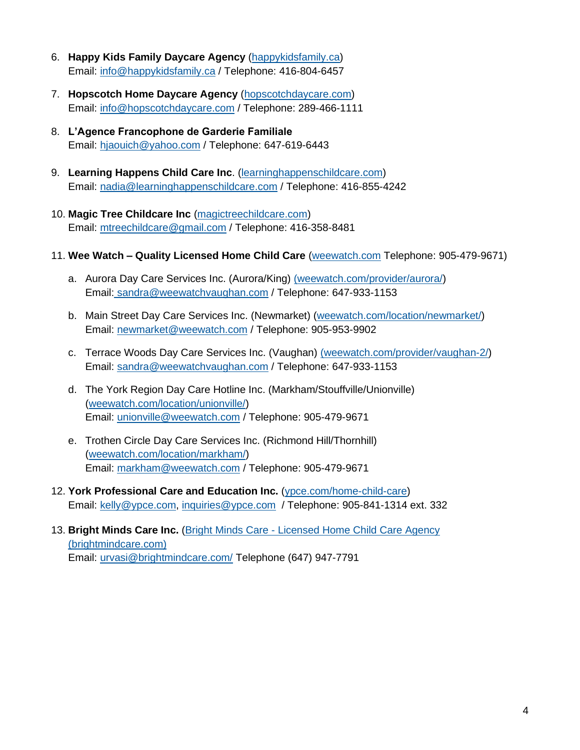6. **Happy Kids Family Daycare Agency** (happykidsfamily.ca)
   Email: info@happykidsfamily.ca / Telephone: 416-804-6457

7. **Hopscotch Home Daycare Agency** (hopscotchdaycare.com)
   Email: info@hopscotchdaycare.com / Telephone: 289-466-1111

8. **L'Agence Francophone de Garderie Familiale**
   Email: hjaouich@yahoo.com / Telephone: 647-619-6443

9. **Learning Happens Child Care Inc**. (learninghappenschildcare.com)
   Email: nadia@learninghappenschildcare.com / Telephone: 416-855-4242

10. **Magic Tree Childcare Inc** (magictreechildcare.com)
    Email: mtreechildcare@gmail.com / Telephone: 416-358-8481

11. **Wee Watch – Quality Licensed Home Child Care** (weewatch.com Telephone: 905-479-9671)

    a. Aurora Day Care Services Inc. (Aurora/King) (weewatch.com/provider/aurora/)
       Email: sandra@weewatchvaughan.com / Telephone: 647-933-1153

    b. Main Street Day Care Services Inc. (Newmarket) (weewatch.com/location/newmarket/)
       Email: newmarket@weewatch.com / Telephone: 905-953-9902

    c. Terrace Woods Day Care Services Inc. (Vaughan) (weewatch.com/provider/vaughan-2/)
       Email: sandra@weewatchvaughan.com / Telephone: 647-933-1153

    d. The York Region Day Care Hotline Inc. (Markham/Stouffville/Unionville) (weewatch.com/location/unionville/)
       Email: unionville@weewatch.com / Telephone: 905-479-9671

    e. Trothen Circle Day Care Services Inc. (Richmond Hill/Thornhill) (weewatch.com/location/markham/)
       Email: markham@weewatch.com / Telephone: 905-479-9671

12. **York Professional Care and Education Inc.** (ypce.com/home-child-care)
    Email: kelly@ypce.com, inquiries@ypce.com / Telephone: 905-841-1314 ext. 332

13. **Bright Minds Care Inc.** (Bright Minds Care - Licensed Home Child Care Agency (brightmindcare.com)
    Email: urvasi@brightmindcare.com/ Telephone (647) 947-7791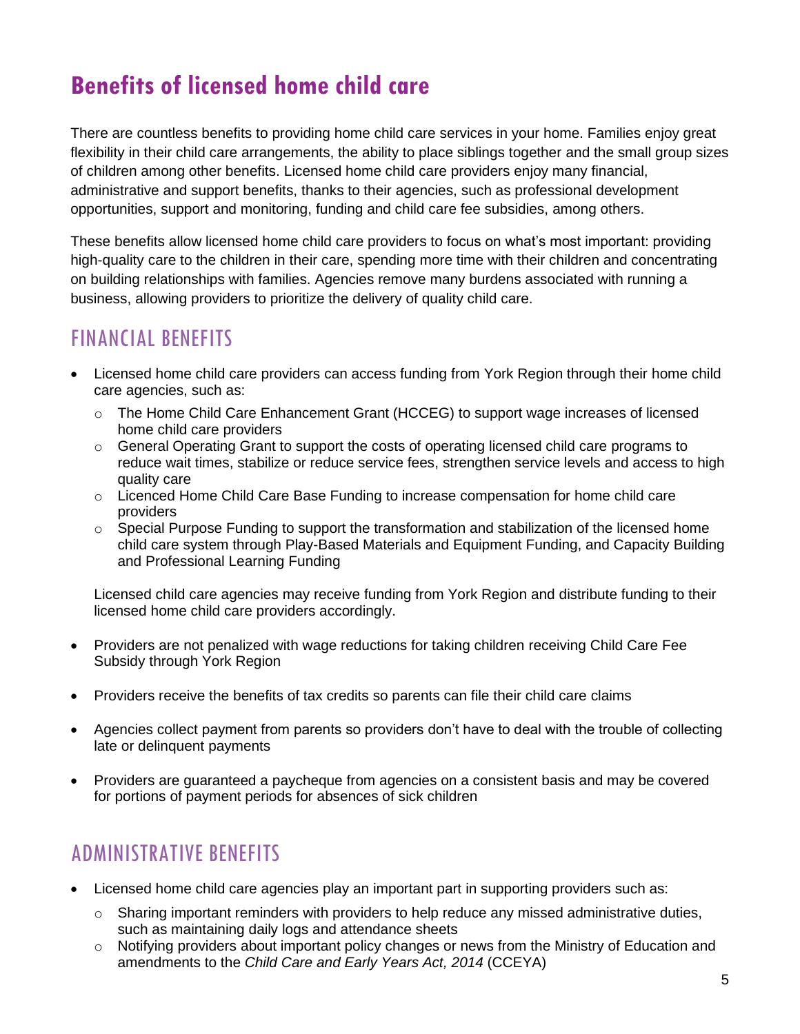# Benefits of licensed home child care

There are countless benefits to providing home child care services in your home. Families enjoy great flexibility in their child care arrangements, the ability to place siblings together and the small group sizes of children among other benefits. Licensed home child care providers enjoy many financial, administrative and support benefits, thanks to their agencies, such as professional development opportunities, support and monitoring, funding and child care fee subsidies, among others.

These benefits allow licensed home child care providers to focus on what's most important: providing high-quality care to the children in their care, spending more time with their children and concentrating on building relationships with families. Agencies remove many burdens associated with running a business, allowing providers to prioritize the delivery of quality child care.

## FINANCIAL BENEFITS

- Licensed home child care providers can access funding from York Region through their home child care agencies, such as:
  - The Home Child Care Enhancement Grant (HCCEG) to support wage increases of licensed home child care providers
  - General Operating Grant to support the costs of operating licensed child care programs to reduce wait times, stabilize or reduce service fees, strengthen service levels and access to high quality care
  - Licenced Home Child Care Base Funding to increase compensation for home child care providers
  - Special Purpose Funding to support the transformation and stabilization of the licensed home child care system through Play-Based Materials and Equipment Funding, and Capacity Building and Professional Learning Funding

  Licensed child care agencies may receive funding from York Region and distribute funding to their licensed home child care providers accordingly.

- Providers are not penalized with wage reductions for taking children receiving Child Care Fee Subsidy through York Region
- Providers receive the benefits of tax credits so parents can file their child care claims
- Agencies collect payment from parents so providers don't have to deal with the trouble of collecting late or delinquent payments
- Providers are guaranteed a paycheque from agencies on a consistent basis and may be covered for portions of payment periods for absences of sick children

## ADMINISTRATIVE BENEFITS

- Licensed home child care agencies play an important part in supporting providers such as:
  - Sharing important reminders with providers to help reduce any missed administrative duties, such as maintaining daily logs and attendance sheets
  - Notifying providers about important policy changes or news from the Ministry of Education and amendments to the *Child Care and Early Years Act, 2014* (CCEYA)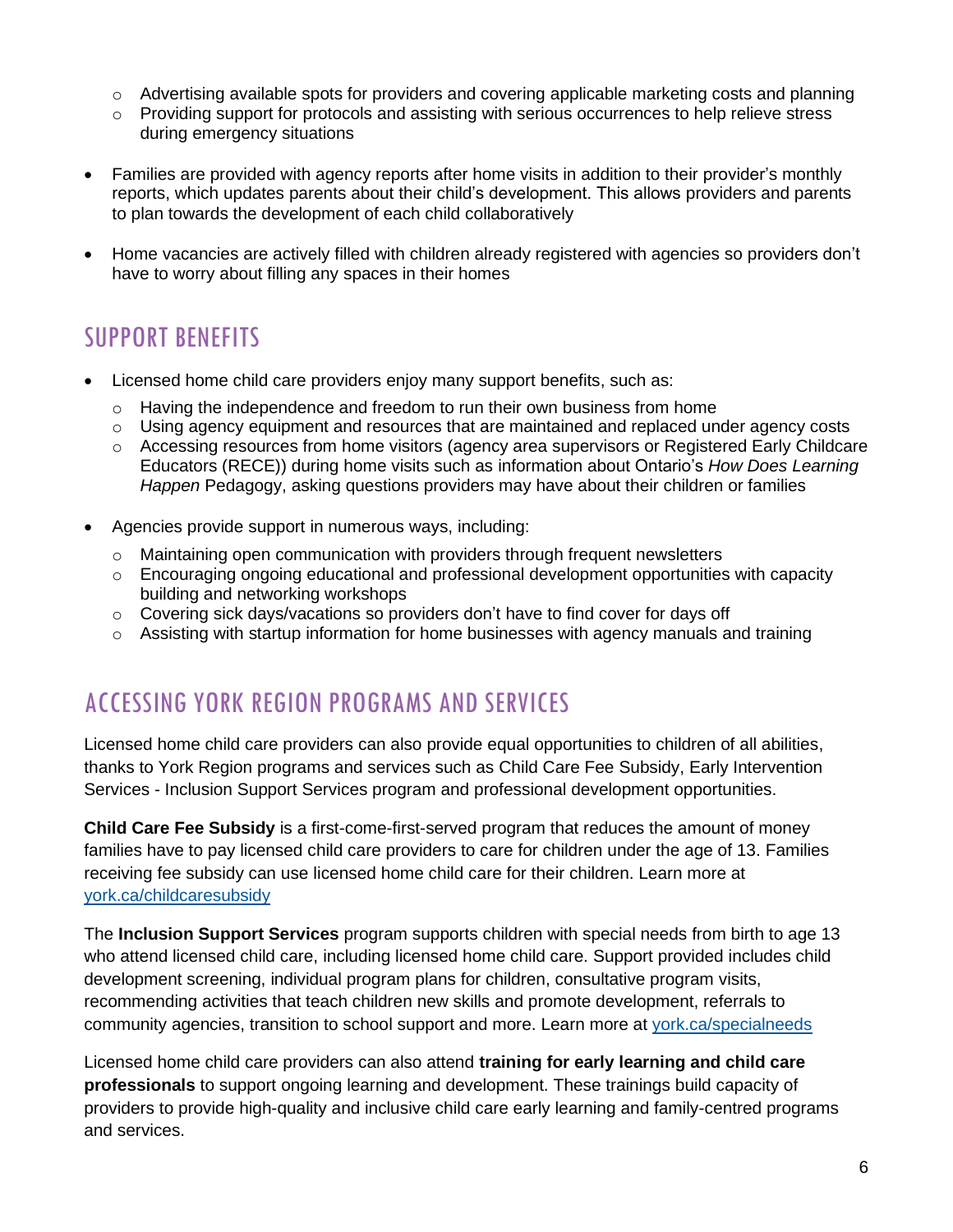- Advertising available spots for providers and covering applicable marketing costs and planning
    - Providing support for protocols and assisting with serious occurrences to help relieve stress during emergency situations

- Families are provided with agency reports after home visits in addition to their provider's monthly reports, which updates parents about their child's development. This allows providers and parents to plan towards the development of each child collaboratively

- Home vacancies are actively filled with children already registered with agencies so providers don't have to worry about filling any spaces in their homes

## SUPPORT BENEFITS

- Licensed home child care providers enjoy many support benefits, such as:
    - Having the independence and freedom to run their own business from home
    - Using agency equipment and resources that are maintained and replaced under agency costs
    - Accessing resources from home visitors (agency area supervisors or Registered Early Childcare Educators (RECE)) during home visits such as information about Ontario's *How Does Learning Happen* Pedagogy, asking questions providers may have about their children or families

- Agencies provide support in numerous ways, including:
    - Maintaining open communication with providers through frequent newsletters
    - Encouraging ongoing educational and professional development opportunities with capacity building and networking workshops
    - Covering sick days/vacations so providers don't have to find cover for days off
    - Assisting with startup information for home businesses with agency manuals and training

## ACCESSING YORK REGION PROGRAMS AND SERVICES

Licensed home child care providers can also provide equal opportunities to children of all abilities, thanks to York Region programs and services such as Child Care Fee Subsidy, Early Intervention Services - Inclusion Support Services program and professional development opportunities.

**Child Care Fee Subsidy** is a first-come-first-served program that reduces the amount of money families have to pay licensed child care providers to care for children under the age of 13. Families receiving fee subsidy can use licensed home child care for their children. Learn more at [york.ca/childcaresubsidy](york.ca/childcaresubsidy)

The **Inclusion Support Services** program supports children with special needs from birth to age 13 who attend licensed child care, including licensed home child care. Support provided includes child development screening, individual program plans for children, consultative program visits, recommending activities that teach children new skills and promote development, referrals to community agencies, transition to school support and more. Learn more at [york.ca/specialneeds](york.ca/specialneeds)

Licensed home child care providers can also attend **training for early learning and child care professionals** to support ongoing learning and development. These trainings build capacity of providers to provide high-quality and inclusive child care early learning and family-centred programs and services.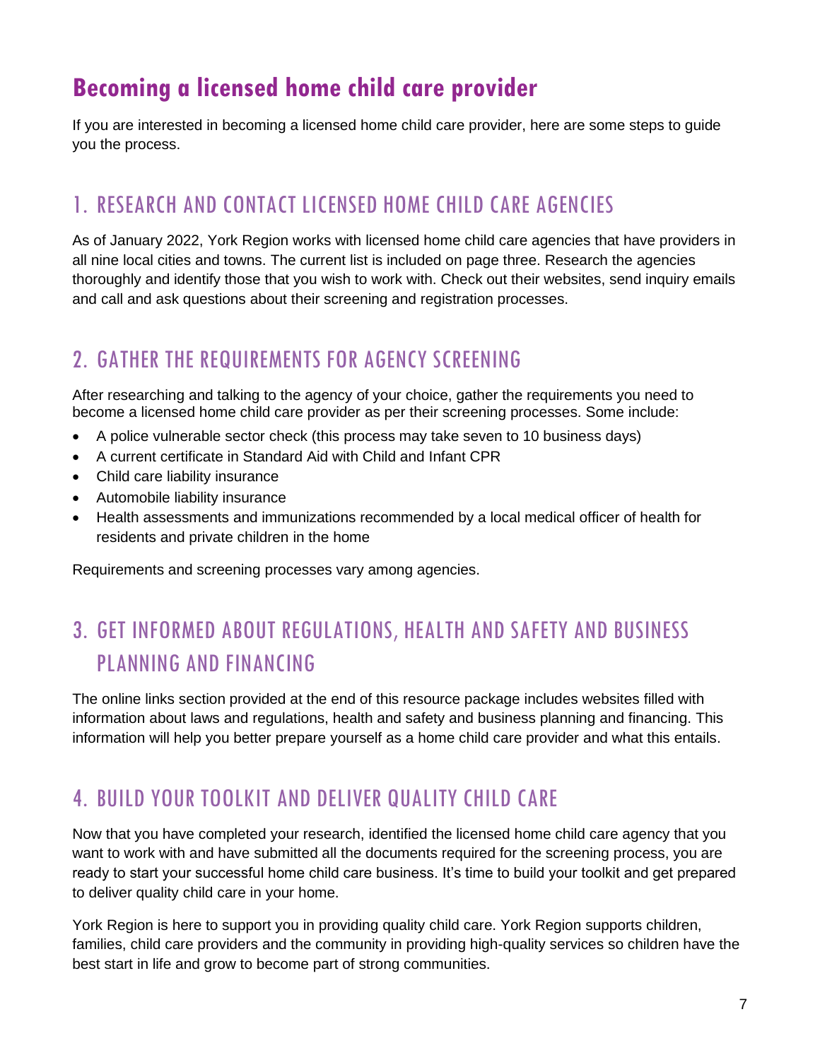# Becoming a licensed home child care provider

If you are interested in becoming a licensed home child care provider, here are some steps to guide you the process.

## 1. RESEARCH AND CONTACT LICENSED HOME CHILD CARE AGENCIES

As of January 2022, York Region works with licensed home child care agencies that have providers in all nine local cities and towns. The current list is included on page three. Research the agencies thoroughly and identify those that you wish to work with. Check out their websites, send inquiry emails and call and ask questions about their screening and registration processes.

## 2. GATHER THE REQUIREMENTS FOR AGENCY SCREENING

After researching and talking to the agency of your choice, gather the requirements you need to become a licensed home child care provider as per their screening processes. Some include:

- A police vulnerable sector check (this process may take seven to 10 business days)
- A current certificate in Standard Aid with Child and Infant CPR
- Child care liability insurance
- Automobile liability insurance
- Health assessments and immunizations recommended by a local medical officer of health for residents and private children in the home

Requirements and screening processes vary among agencies.

## 3. GET INFORMED ABOUT REGULATIONS, HEALTH AND SAFETY AND BUSINESS PLANNING AND FINANCING

The online links section provided at the end of this resource package includes websites filled with information about laws and regulations, health and safety and business planning and financing. This information will help you better prepare yourself as a home child care provider and what this entails.

## 4. BUILD YOUR TOOLKIT AND DELIVER QUALITY CHILD CARE

Now that you have completed your research, identified the licensed home child care agency that you want to work with and have submitted all the documents required for the screening process, you are ready to start your successful home child care business. It's time to build your toolkit and get prepared to deliver quality child care in your home.

York Region is here to support you in providing quality child care. York Region supports children, families, child care providers and the community in providing high-quality services so children have the best start in life and grow to become part of strong communities.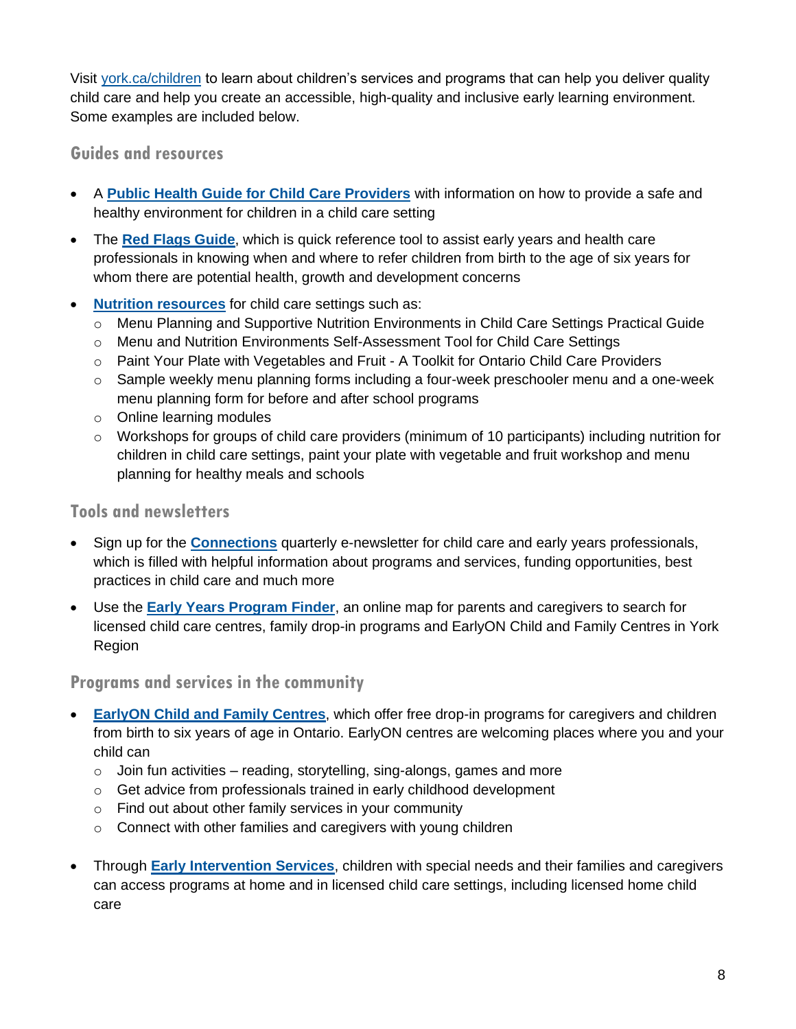Visit york.ca/children to learn about children's services and programs that can help you deliver quality child care and help you create an accessible, high-quality and inclusive early learning environment. Some examples are included below.

### Guides and resources

- A **Public Health Guide for Child Care Providers** with information on how to provide a safe and healthy environment for children in a child care setting
- The **Red Flags Guide**, which is quick reference tool to assist early years and health care professionals in knowing when and where to refer children from birth to the age of six years for whom there are potential health, growth and development concerns
- **Nutrition resources** for child care settings such as:
  - Menu Planning and Supportive Nutrition Environments in Child Care Settings Practical Guide
  - Menu and Nutrition Environments Self-Assessment Tool for Child Care Settings
  - Paint Your Plate with Vegetables and Fruit - A Toolkit for Ontario Child Care Providers
  - Sample weekly menu planning forms including a four-week preschooler menu and a one-week menu planning form for before and after school programs
  - Online learning modules
  - Workshops for groups of child care providers (minimum of 10 participants) including nutrition for children in child care settings, paint your plate with vegetable and fruit workshop and menu planning for healthy meals and schools

### Tools and newsletters

- Sign up for the **Connections** quarterly e-newsletter for child care and early years professionals, which is filled with helpful information about programs and services, funding opportunities, best practices in child care and much more
- Use the **Early Years Program Finder**, an online map for parents and caregivers to search for licensed child care centres, family drop-in programs and EarlyON Child and Family Centres in York Region

### Programs and services in the community

- **EarlyON Child and Family Centres**, which offer free drop-in programs for caregivers and children from birth to six years of age in Ontario. EarlyON centres are welcoming places where you and your child can
  - Join fun activities – reading, storytelling, sing-alongs, games and more
  - Get advice from professionals trained in early childhood development
  - Find out about other family services in your community
  - Connect with other families and caregivers with young children
- Through **Early Intervention Services**, children with special needs and their families and caregivers can access programs at home and in licensed child care settings, including licensed home child care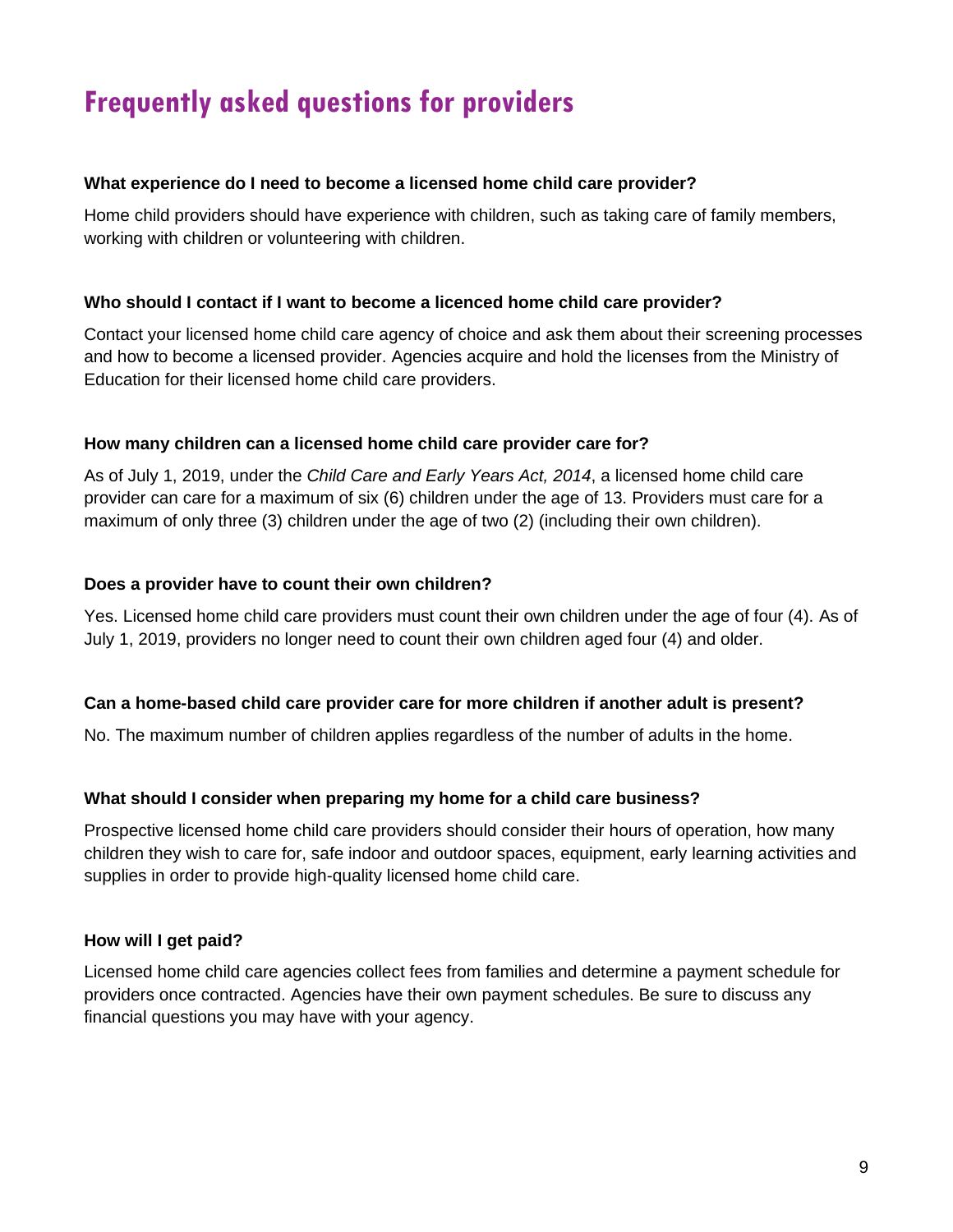# Frequently asked questions for providers

**What experience do I need to become a licensed home child care provider?**

Home child providers should have experience with children, such as taking care of family members, working with children or volunteering with children.

**Who should I contact if I want to become a licenced home child care provider?**

Contact your licensed home child care agency of choice and ask them about their screening processes and how to become a licensed provider. Agencies acquire and hold the licenses from the Ministry of Education for their licensed home child care providers.

**How many children can a licensed home child care provider care for?**

As of July 1, 2019, under the *Child Care and Early Years Act, 2014*, a licensed home child care provider can care for a maximum of six (6) children under the age of 13. Providers must care for a maximum of only three (3) children under the age of two (2) (including their own children).

**Does a provider have to count their own children?**

Yes. Licensed home child care providers must count their own children under the age of four (4). As of July 1, 2019, providers no longer need to count their own children aged four (4) and older.

**Can a home-based child care provider care for more children if another adult is present?**

No. The maximum number of children applies regardless of the number of adults in the home.

**What should I consider when preparing my home for a child care business?**

Prospective licensed home child care providers should consider their hours of operation, how many children they wish to care for, safe indoor and outdoor spaces, equipment, early learning activities and supplies in order to provide high-quality licensed home child care.

**How will I get paid?**

Licensed home child care agencies collect fees from families and determine a payment schedule for providers once contracted. Agencies have their own payment schedules. Be sure to discuss any financial questions you may have with your agency.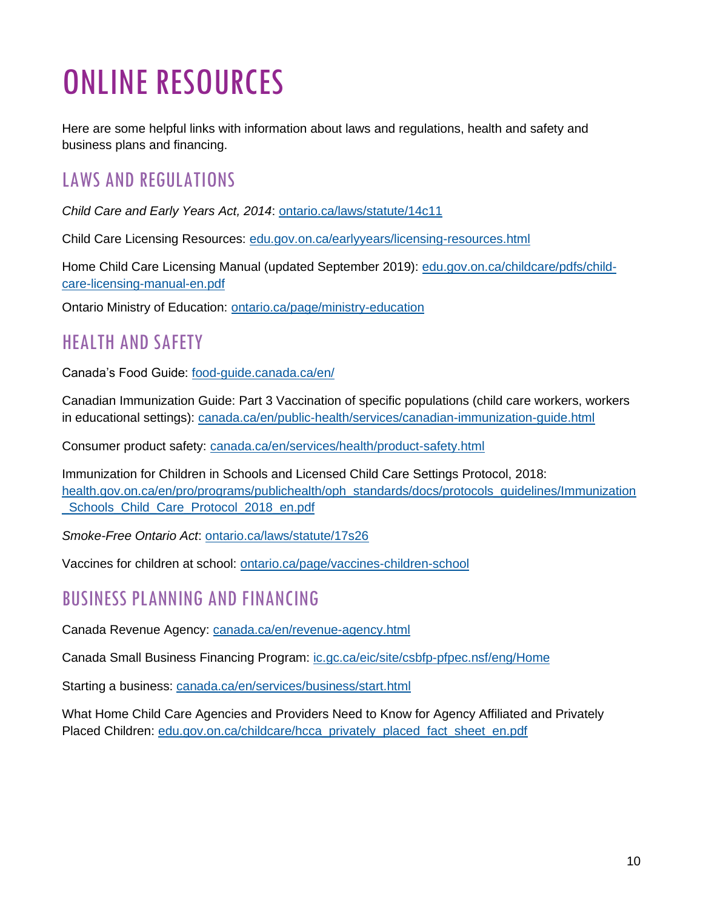# ONLINE RESOURCES

Here are some helpful links with information about laws and regulations, health and safety and business plans and financing.

## LAWS AND REGULATIONS

*Child Care and Early Years Act, 2014*: ontario.ca/laws/statute/14c11

Child Care Licensing Resources: edu.gov.on.ca/earlyyears/licensing-resources.html

Home Child Care Licensing Manual (updated September 2019): edu.gov.on.ca/childcare/pdfs/child-care-licensing-manual-en.pdf

Ontario Ministry of Education: ontario.ca/page/ministry-education

## HEALTH AND SAFETY

Canada's Food Guide: food-guide.canada.ca/en/

Canadian Immunization Guide: Part 3 Vaccination of specific populations (child care workers, workers in educational settings): canada.ca/en/public-health/services/canadian-immunization-guide.html

Consumer product safety: canada.ca/en/services/health/product-safety.html

Immunization for Children in Schools and Licensed Child Care Settings Protocol, 2018: health.gov.on.ca/en/pro/programs/publichealth/oph_standards/docs/protocols_guidelines/Immunization_Schools_Child_Care_Protocol_2018_en.pdf

*Smoke-Free Ontario Act*: ontario.ca/laws/statute/17s26

Vaccines for children at school: ontario.ca/page/vaccines-children-school

## BUSINESS PLANNING AND FINANCING

Canada Revenue Agency: canada.ca/en/revenue-agency.html

Canada Small Business Financing Program: ic.gc.ca/eic/site/csbfp-pfpec.nsf/eng/Home

Starting a business: canada.ca/en/services/business/start.html

What Home Child Care Agencies and Providers Need to Know for Agency Affiliated and Privately Placed Children: edu.gov.on.ca/childcare/hcca_privately_placed_fact_sheet_en.pdf